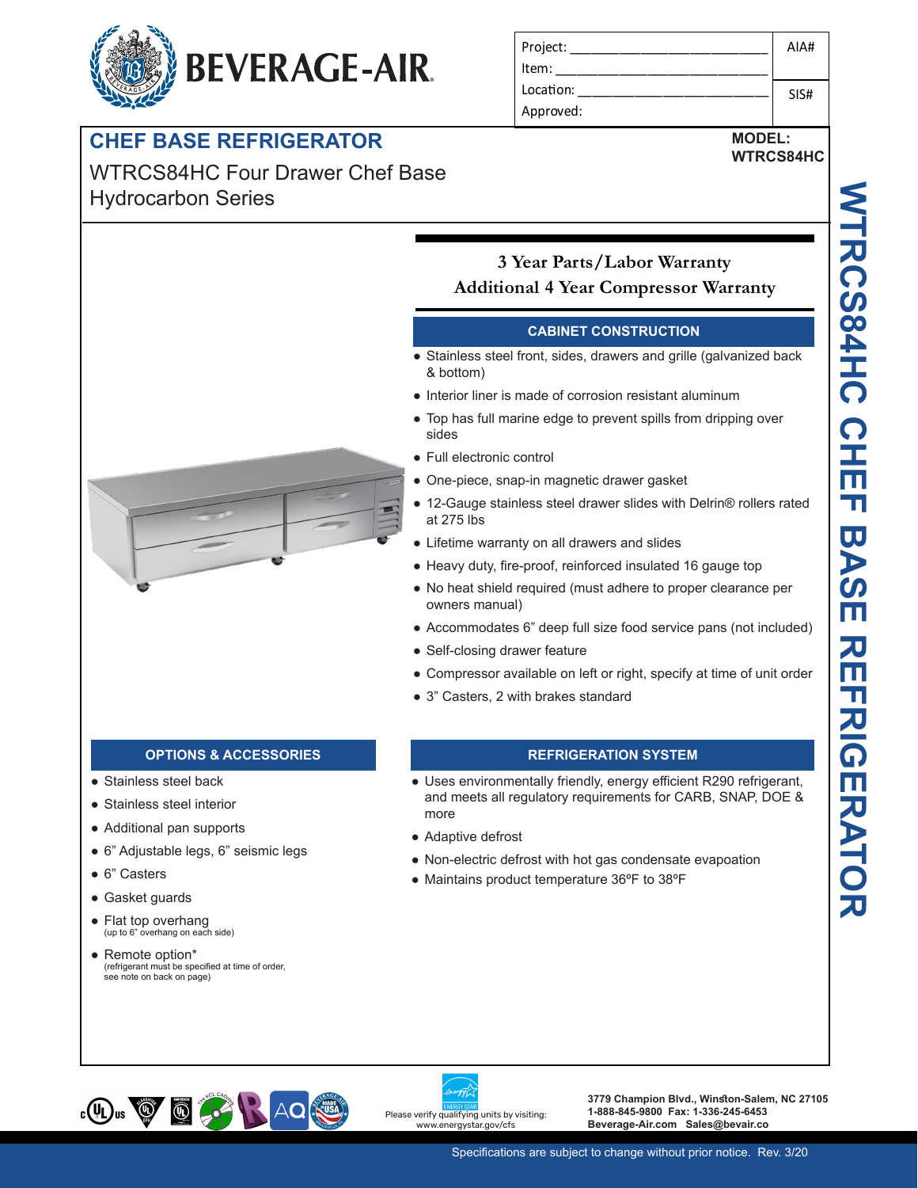# BEVERAGE-AIR

| Project: ______________________ | AIA# |
| --- | --- |
| Item: ______________________ | |
| Location: ______________________ | SIS# |
| Approved: | |

## CHEF BASE REFRIGERATOR

WTRCS84HC Four Drawer Chef Base
Hydrocarbon Series

**MODEL:**
**WTRCS84HC**

WTRCS84HC CHEF BASE REFRIGERATOR

**3 Year Parts/Labor Warranty**
**Additional 4 Year Compressor Warranty**

### CABINET CONSTRUCTION

- Stainless steel front, sides, drawers and grille (galvanized back & bottom)
- Interior liner is made of corrosion resistant aluminum
- Top has full marine edge to prevent spills from dripping over sides
- Full electronic control
- One-piece, snap-in magnetic drawer gasket
- 12-Gauge stainless steel drawer slides with Delrin® rollers rated at 275 lbs
- Lifetime warranty on all drawers and slides
- Heavy duty, fire-proof, reinforced insulated 16 gauge top
- No heat shield required (must adhere to proper clearance per owners manual)
- Accommodates 6" deep full size food service pans (not included)
- Self-closing drawer feature
- Compressor available on left or right, specify at time of unit order
- 3" Casters, 2 with brakes standard

### OPTIONS & ACCESSORIES

- Stainless steel back
- Stainless steel interior
- Additional pan supports
- 6" Adjustable legs, 6" seismic legs
- 6" Casters
- Gasket guards
- Flat top overhang
  (up to 6" overhang on each side)
- Remote option*
  (refrigerant must be specified at time of order, see note on back on page)

### REFRIGERATION SYSTEM

- Uses environmentally friendly, energy efficient R290 refrigerant, and meets all regulatory requirements for CARB, SNAP, DOE & more
- Adaptive defrost
- Non-electric defrost with hot gas condensate evaporation
- Maintains product temperature 36ºF to 38ºF

Please verify qualifying units by visiting: www.energystar.gov/cfs

3779 Champion Blvd., Winston-Salem, NC 27105
1-888-845-9800 Fax: 1-336-245-6453
Beverage-Air.com Sales@bevair.co

Specifications are subject to change without prior notice. Rev. 3/20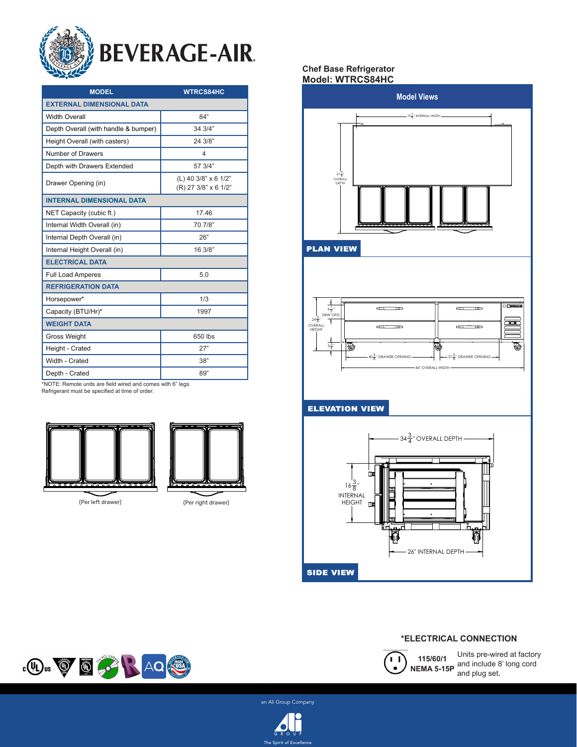# BEVERAGE-AIR

| MODEL | WTRCS84HC |
|---|---|
| **EXTERNAL DIMENSIONAL DATA** | |
| Width Overall | 84" |
| Depth Overall (with handle & bumper) | 34 3/4" |
| Height Overall (with casters) | 24 3/8" |
| Number of Drawers | 4 |
| Depth with Drawers Extended | 57 3/4" |
| Drawer Opening (in) | (L) 40 3/8" x 6 1/2"<br>(R) 27 3/8" x 6 1/2" |
| **INTERNAL DIMENSIONAL DATA** | |
| NET Capacity (cubic ft.) | 17.46 |
| Internal Width Overall (in) | 70 7/8" |
| Internal Depth Overall (in) | 26" |
| Internal Height Overall (in) | 16 3/8" |
| **ELECTRICAL DATA** | |
| Full Load Amperes | 5.0 |
| **REFRIGERATION DATA** | |
| Horsepower* | 1/3 |
| Capacity (BTU/Hr)* | 1997 |
| **WEIGHT DATA** | |
| Gross Weight | 650 lbs |
| Height - Crated | 27" |
| Width - Crated | 38" |
| Depth - Crated | 89" |

*NOTE: Remote units are field wired and comes with 6" legs.
Refrigerant must be specified at time of order.

(Per left drawer)

(Per right drawer)

## Chef Base Refrigerator
## Model: WTRCS84HC

### Model Views

70 7/8" INTERNAL WIDTH

57 3/4" OVERALL DEPTH

**PLAN VIEW**

6 1/2" DRW OPG

24 3/8" OVERALL HEIGHT

3 3/4"

40 3/8" DRAWER OPENING

27 3/8" DRAWER OPENING

84" OVERALL WIDTH

**ELEVATION VIEW**

34 3/4" OVERALL DEPTH

16 3/8" INTERNAL HEIGHT

26" INTERNAL DEPTH

**SIDE VIEW**

### *ELECTRICAL CONNECTION

115/60/1
NEMA 5-15P

Units pre-wired at factory and include 8' long cord and plug set.

an Ali Group Company

The Spirit of Excellence